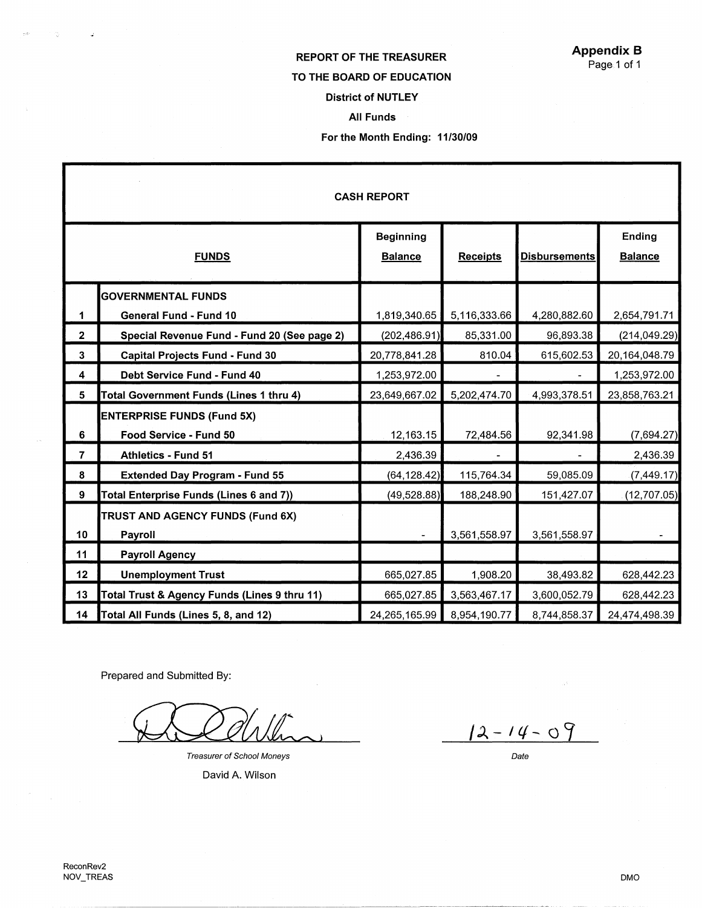**Appendix B**
Page 1 of 1

**REPORT OF THE TREASURER**

**TO THE BOARD OF EDUCATION**

**District of NUTLEY**

**All Funds**

**For the Month Ending: 11/30/09**

**CASH REPORT**

| | FUNDS | Beginning Balance | Receipts | Disbursements | Ending Balance |
|---|---|---|---|---|---|
| | **GOVERNMENTAL FUNDS** | | | | |
| 1 | General Fund - Fund 10 | 1,819,340.65 | 5,116,333.66 | 4,280,882.60 | 2,654,791.71 |
| 2 | Special Revenue Fund - Fund 20 (See page 2) | (202,486.91) | 85,331.00 | 96,893.38 | (214,049.29) |
| 3 | Capital Projects Fund - Fund 30 | 20,778,841.28 | 810.04 | 615,602.53 | 20,164,048.79 |
| 4 | Debt Service Fund - Fund 40 | 1,253,972.00 | - | - | 1,253,972.00 |
| 5 | **Total Government Funds (Lines 1 thru 4)** | 23,649,667.02 | 5,202,474.70 | 4,993,378.51 | 23,858,763.21 |
| | **ENTERPRISE FUNDS (Fund 5X)** | | | | |
| 6 | Food Service - Fund 50 | 12,163.15 | 72,484.56 | 92,341.98 | (7,694.27) |
| 7 | Athletics - Fund 51 | 2,436.39 | - | - | 2,436.39 |
| 8 | Extended Day Program - Fund 55 | (64,128.42) | 115,764.34 | 59,085.09 | (7,449.17) |
| 9 | **Total Enterprise Funds (Lines 6 and 7))** | (49,528.88) | 188,248.90 | 151,427.07 | (12,707.05) |
| | **TRUST AND AGENCY FUNDS (Fund 6X)** | | | | |
| 10 | Payroll | - | 3,561,558.97 | 3,561,558.97 | - |
| 11 | Payroll Agency | | | | |
| 12 | Unemployment Trust | 665,027.85 | 1,908.20 | 38,493.82 | 628,442.23 |
| 13 | **Total Trust & Agency Funds (Lines 9 thru 11)** | 665,027.85 | 3,563,467.17 | 3,600,052.79 | 628,442.23 |
| 14 | **Total All Funds (Lines 5, 8, and 12)** | 24,265,165.99 | 8,954,190.77 | 8,744,858.37 | 24,474,498.39 |

Prepared and Submitted By:

*Treasurer of School Moneys*
David A. Wilson

12-14-09
*Date*

ReconRev2
NOV_TREAS

DMO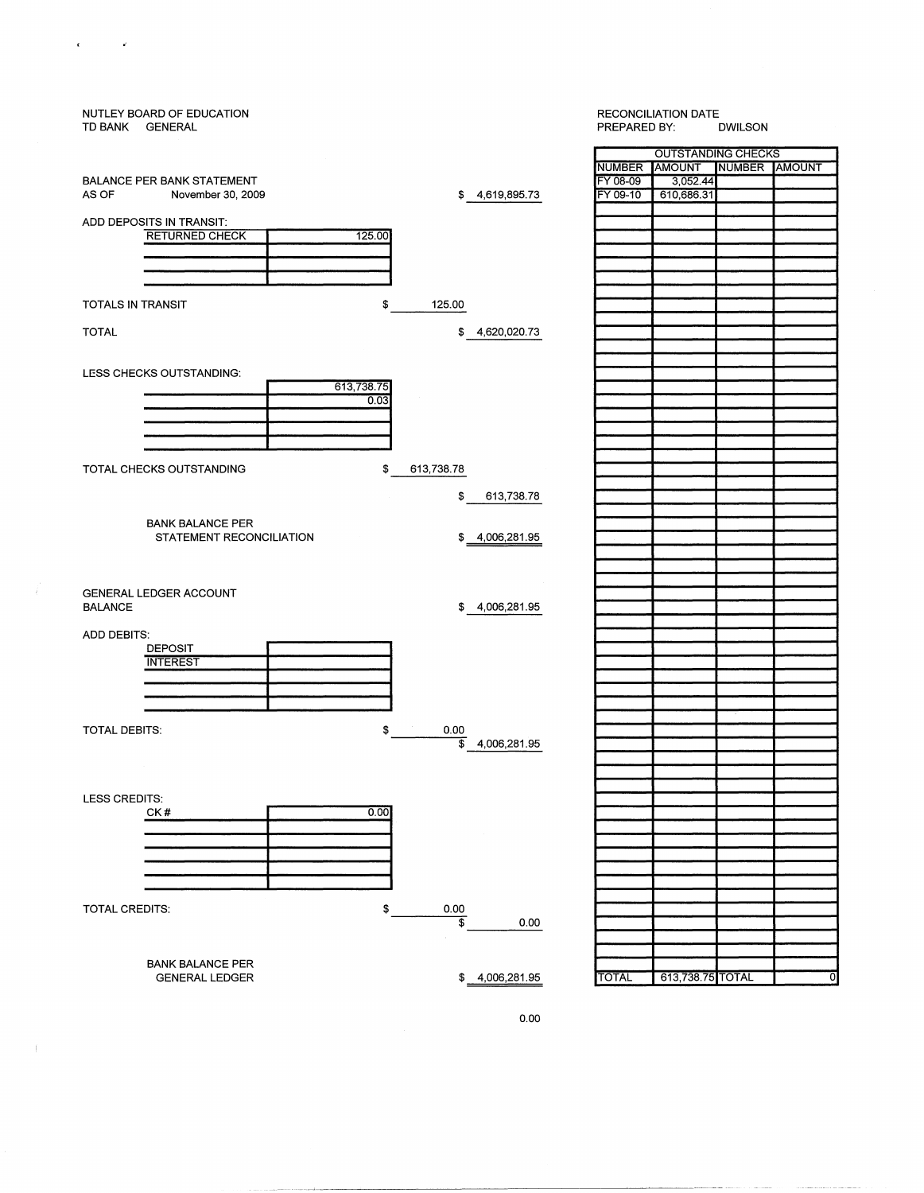NUTLEY BOARD OF EDUCATION
TD BANK GENERAL

RECONCILIATION DATE
PREPARED BY: DWILSON

BALANCE PER BANK STATEMENT
AS OF November 30, 2009 — $ 4,619,895.73

ADD DEPOSITS IN TRANSIT:

| | |
|---|---|
| RETURNED CHECK | 125.00 |
| | |
| | |
| | |

TOTALS IN TRANSIT — $ 125.00

TOTAL — $ 4,620,020.73

LESS CHECKS OUTSTANDING:

| | |
|---|---|
| | 613,738.75 |
| | 0.03 |
| | |
| | |
| | |

TOTAL CHECKS OUTSTANDING — $ 613,738.78

$ 613,738.78

BANK BALANCE PER STATEMENT RECONCILIATION — $ 4,006,281.95

GENERAL LEDGER ACCOUNT BALANCE — $ 4,006,281.95

ADD DEBITS:

| | |
|---|---|
| DEPOSIT | |
| INTEREST | |
| | |
| | |
| | |

TOTAL DEBITS: — $ 0.00

$ 4,006,281.95

LESS CREDITS:

| | |
|---|---|
| CK # | 0.00 |
| | |
| | |
| | |
| | |
| | |

TOTAL CREDITS: — $ 0.00

$ 0.00

BANK BALANCE PER GENERAL LEDGER — $ 4,006,281.95

0.00

| OUTSTANDING CHECKS | | | |
|---|---|---|---|
| NUMBER | AMOUNT | NUMBER | AMOUNT |
| FY 08-09 | 3,052.44 | | |
| FY 09-10 | 610,686.31 | | |
| TOTAL | 613,738.75 | TOTAL | 0 |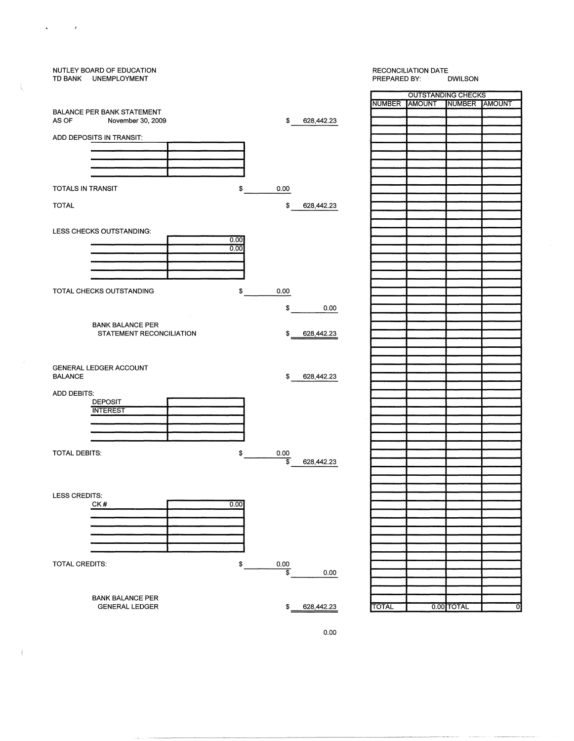NUTLEY BOARD OF EDUCATION
TD BANK UNEMPLOYMENT

RECONCILIATION DATE
PREPARED BY: DWILSON

BALANCE PER BANK STATEMENT
AS OF November 30, 2009 — $ 628,442.23

ADD DEPOSITS IN TRANSIT:

| | |
|---|---|
| | |
| | |
| | |

TOTALS IN TRANSIT — $ 0.00

TOTAL — $ 628,442.23

LESS CHECKS OUTSTANDING:

| | |
|---|---|
| | 0.00 |
| | 0.00 |
| | |
| | |
| | |

TOTAL CHECKS OUTSTANDING — $ 0.00

$ 0.00

BANK BALANCE PER STATEMENT RECONCILIATION — $ 628,442.23

GENERAL LEDGER ACCOUNT BALANCE — $ 628,442.23

ADD DEBITS:

| | |
|---|---|
| DEPOSIT | |
| INTEREST | |
| | |
| | |
| | |

TOTAL DEBITS: — $ 0.00

$ 628,442.23

LESS CREDITS:

| | |
|---|---|
| CK # | 0.00 |
| | |
| | |
| | |
| | |
| | |

TOTAL CREDITS: — $ 0.00

$ 0.00

BANK BALANCE PER GENERAL LEDGER — $ 628,442.23

0.00

| OUTSTANDING CHECKS | | | |
|---|---|---|---|
| NUMBER | AMOUNT | NUMBER | AMOUNT |
| TOTAL | 0.00 | TOTAL | 0 |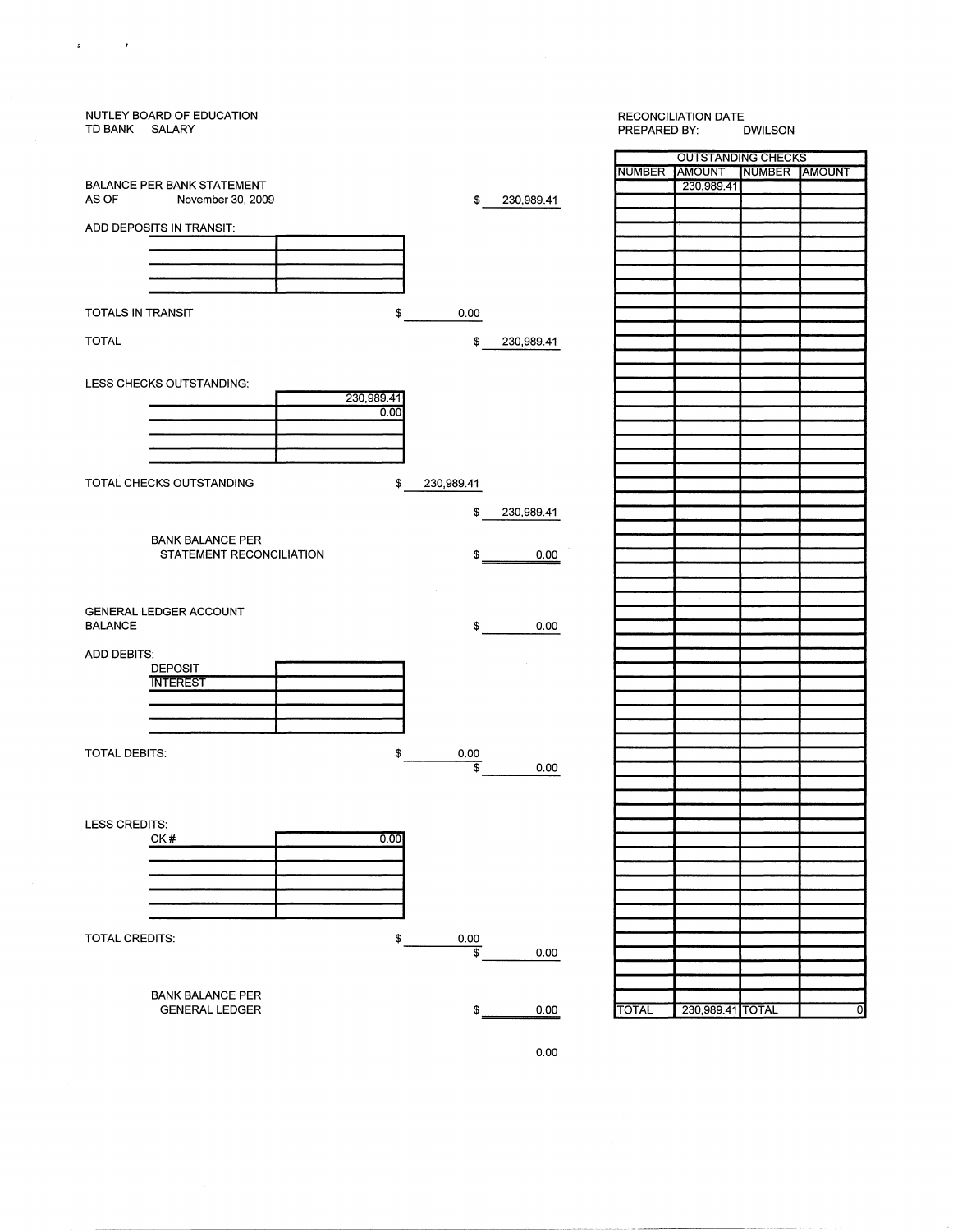NUTLEY BOARD OF EDUCATION
TD BANK SALARY

RECONCILIATION DATE
PREPARED BY: DWILSON

| | | |
|---|---|---|
| BALANCE PER BANK STATEMENT AS OF November 30, 2009 | | $ 230,989.41 |
| ADD DEPOSITS IN TRANSIT: | | |
| TOTALS IN TRANSIT | $ 0.00 | |
| TOTAL | | $ 230,989.41 |
| LESS CHECKS OUTSTANDING: | | |
| | 230,989.41 | |
| | 0.00 | |
| TOTAL CHECKS OUTSTANDING | $ 230,989.41 | |
| | | $ 230,989.41 |
| BANK BALANCE PER STATEMENT RECONCILIATION | | $ 0.00 |
| GENERAL LEDGER ACCOUNT BALANCE | | $ 0.00 |
| ADD DEBITS: | | |
| DEPOSIT | | |
| INTEREST | | |
| TOTAL DEBITS: | $ 0.00 | $ 0.00 |
| LESS CREDITS: | | |
| CK # | 0.00 | |
| TOTAL CREDITS: | $ 0.00 | $ 0.00 |
| BANK BALANCE PER GENERAL LEDGER | | $ 0.00 |

0.00

| OUTSTANDING CHECKS | | | |
|---|---|---|---|
| NUMBER | AMOUNT | NUMBER | AMOUNT |
| | 230,989.41 | | |
| TOTAL | 230,989.41 | TOTAL | 0 |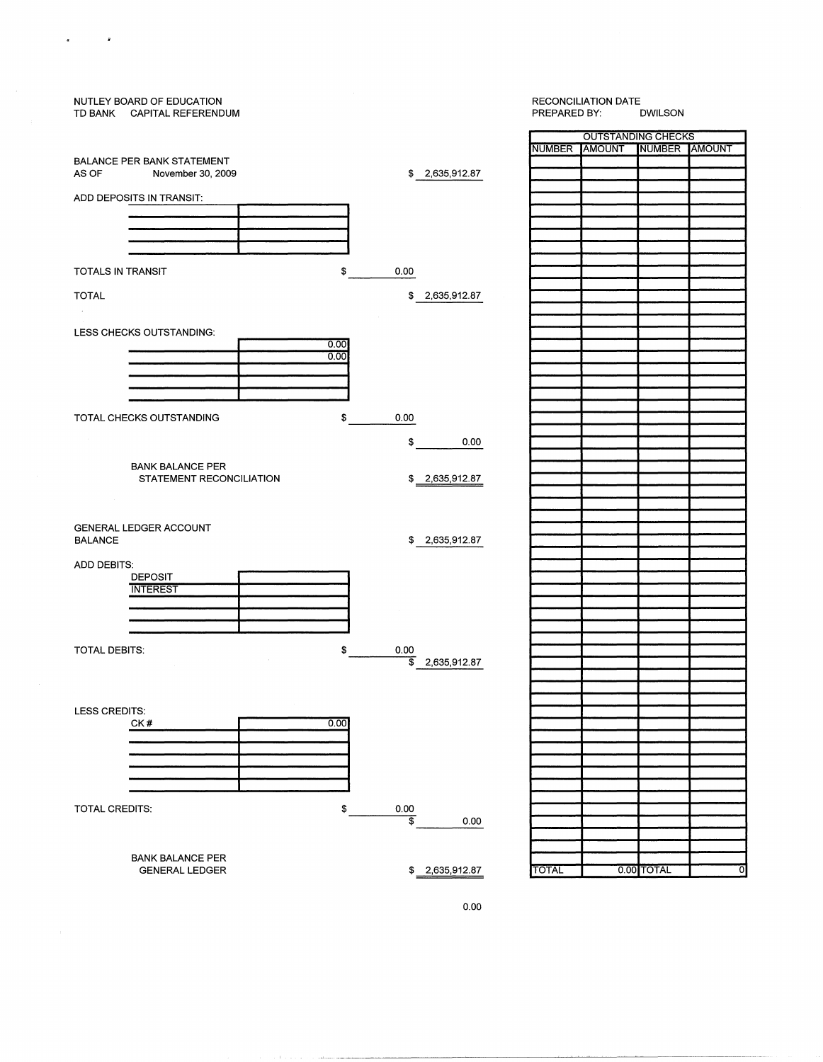NUTLEY BOARD OF EDUCATION
TD BANK    CAPITAL REFERENDUM

RECONCILIATION DATE
PREPARED BY:    DWILSON

BALANCE PER BANK STATEMENT
AS OF    November 30, 2009    $ 2,635,912.87

ADD DEPOSITS IN TRANSIT:

| | |
|---|---|
| | |
| | |
| | |
| | |

TOTALS IN TRANSIT    $ 0.00

TOTAL    $ 2,635,912.87

LESS CHECKS OUTSTANDING:

| | |
|---|---|
| | 0.00 |
| | 0.00 |
| | |
| | |
| | |

TOTAL CHECKS OUTSTANDING    $ 0.00

$ 0.00

BANK BALANCE PER
STATEMENT RECONCILIATION    $ 2,635,912.87

GENERAL LEDGER ACCOUNT
BALANCE    $ 2,635,912.87

ADD DEBITS:

| | |
|---|---|
| DEPOSIT | |
| INTEREST | |
| | |
| | |
| | |

TOTAL DEBITS:    $ 0.00

$ 2,635,912.87

LESS CREDITS:

| | |
|---|---|
| CK # | 0.00 |
| | |
| | |
| | |
| | |
| | |

TOTAL CREDITS:    $ 0.00

$ 0.00

BANK BALANCE PER
GENERAL LEDGER    $ 2,635,912.87

0.00

| OUTSTANDING CHECKS | | | |
|---|---|---|---|
| NUMBER | AMOUNT | NUMBER | AMOUNT |
| TOTAL | 0.00 | TOTAL | 0 |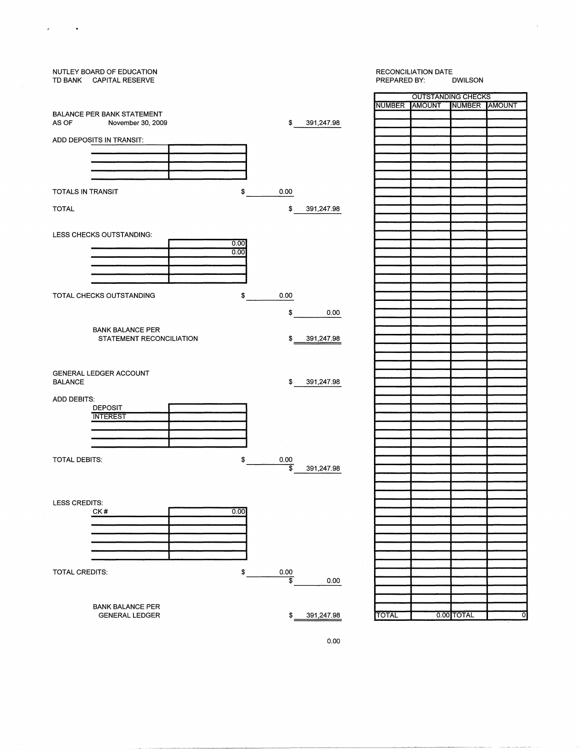NUTLEY BOARD OF EDUCATION
TD BANK    CAPITAL RESERVE

RECONCILIATION DATE
PREPARED BY:    DWILSON

| | | |
|---|---|---|
| BALANCE PER BANK STATEMENT AS OF November 30, 2009 | | $ 391,247.98 |
| ADD DEPOSITS IN TRANSIT: | | |
| TOTALS IN TRANSIT | $ 0.00 | |
| TOTAL | | $ 391,247.98 |
| LESS CHECKS OUTSTANDING: | 0.00 | |
| | 0.00 | |
| TOTAL CHECKS OUTSTANDING | $ 0.00 | |
| | | $ 0.00 |
| BANK BALANCE PER STATEMENT RECONCILIATION | | $ 391,247.98 |
| GENERAL LEDGER ACCOUNT BALANCE | | $ 391,247.98 |
| ADD DEBITS: | | |
| DEPOSIT | | |
| INTEREST | | |
| TOTAL DEBITS: | $ 0.00 | $ 391,247.98 |
| LESS CREDITS: | | |
| CK # | 0.00 | |
| TOTAL CREDITS: | $ 0.00 | $ 0.00 |
| BANK BALANCE PER GENERAL LEDGER | | $ 391,247.98 |

0.00

| OUTSTANDING CHECKS | | | |
|---|---|---|---|
| NUMBER | AMOUNT | NUMBER | AMOUNT |
| TOTAL | 0.00 | TOTAL | 0 |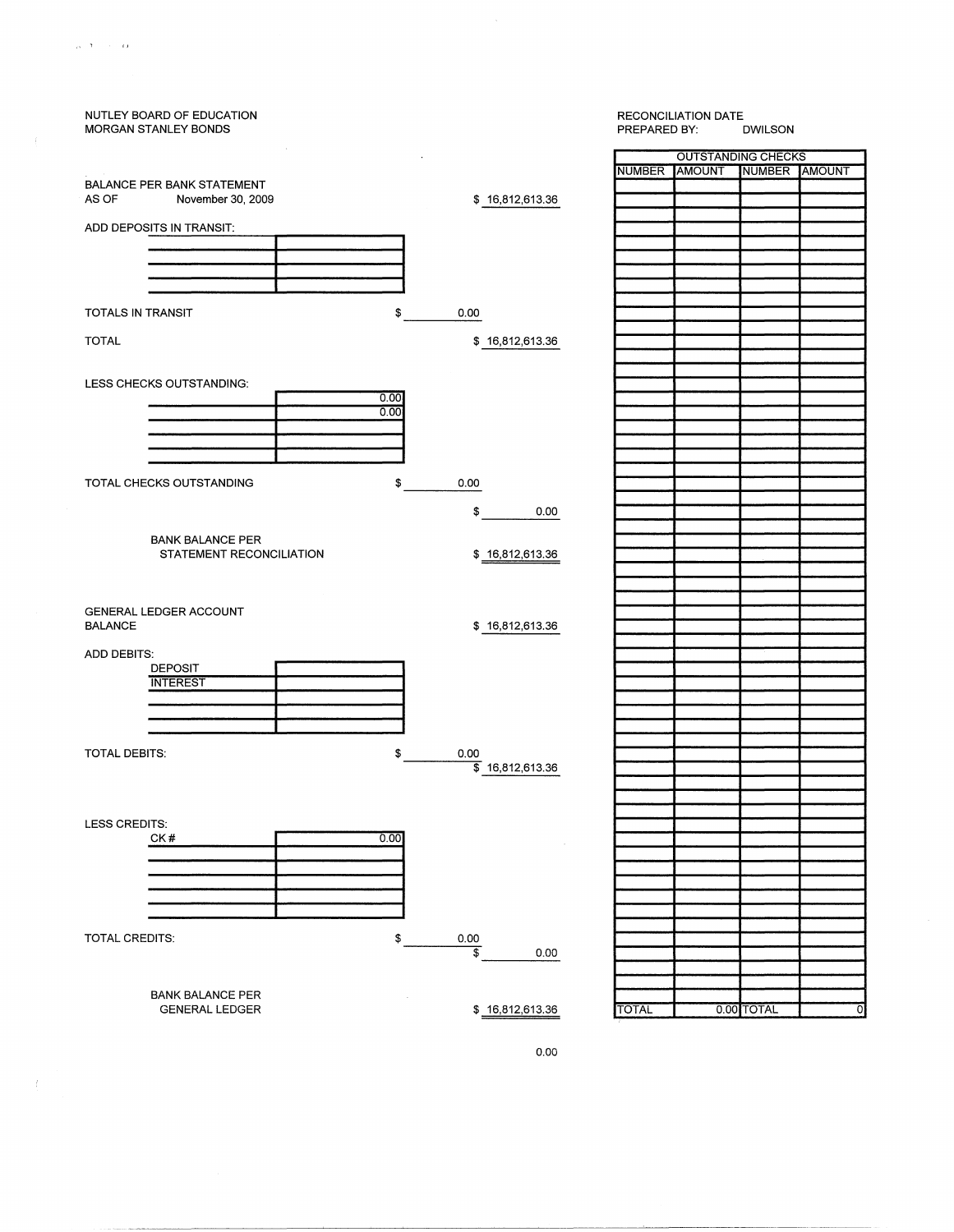NUTLEY BOARD OF EDUCATION
MORGAN STANLEY BONDS

RECONCILIATION DATE
PREPARED BY: DWILSON

BALANCE PER BANK STATEMENT
AS OF November 30, 2009 $ 16,812,613.36

ADD DEPOSITS IN TRANSIT:

| | |
|---|---|
| | |
| | |
| | |
| | |

TOTALS IN TRANSIT $ 0.00

TOTAL $ 16,812,613.36

LESS CHECKS OUTSTANDING:

| | |
|---|---|
| | 0.00 |
| | 0.00 |
| | |
| | |
| | |

TOTAL CHECKS OUTSTANDING $ 0.00

$ 0.00

BANK BALANCE PER STATEMENT RECONCILIATION $ 16,812,613.36

GENERAL LEDGER ACCOUNT BALANCE $ 16,812,613.36

ADD DEBITS:

| | |
|---|---|
| DEPOSIT | |
| INTEREST | |
| | |
| | |
| | |

TOTAL DEBITS: $ 0.00

$ 16,812,613.36

LESS CREDITS:

| | |
|---|---|
| CK # | 0.00 |
| | |
| | |
| | |
| | |
| | |

TOTAL CREDITS: $ 0.00

$ 0.00

BANK BALANCE PER GENERAL LEDGER $ 16,812,613.36

0.00

| OUTSTANDING CHECKS | | | |
|---|---|---|---|
| NUMBER | AMOUNT | NUMBER | AMOUNT |
| TOTAL | 0.00 | TOTAL | 0 |